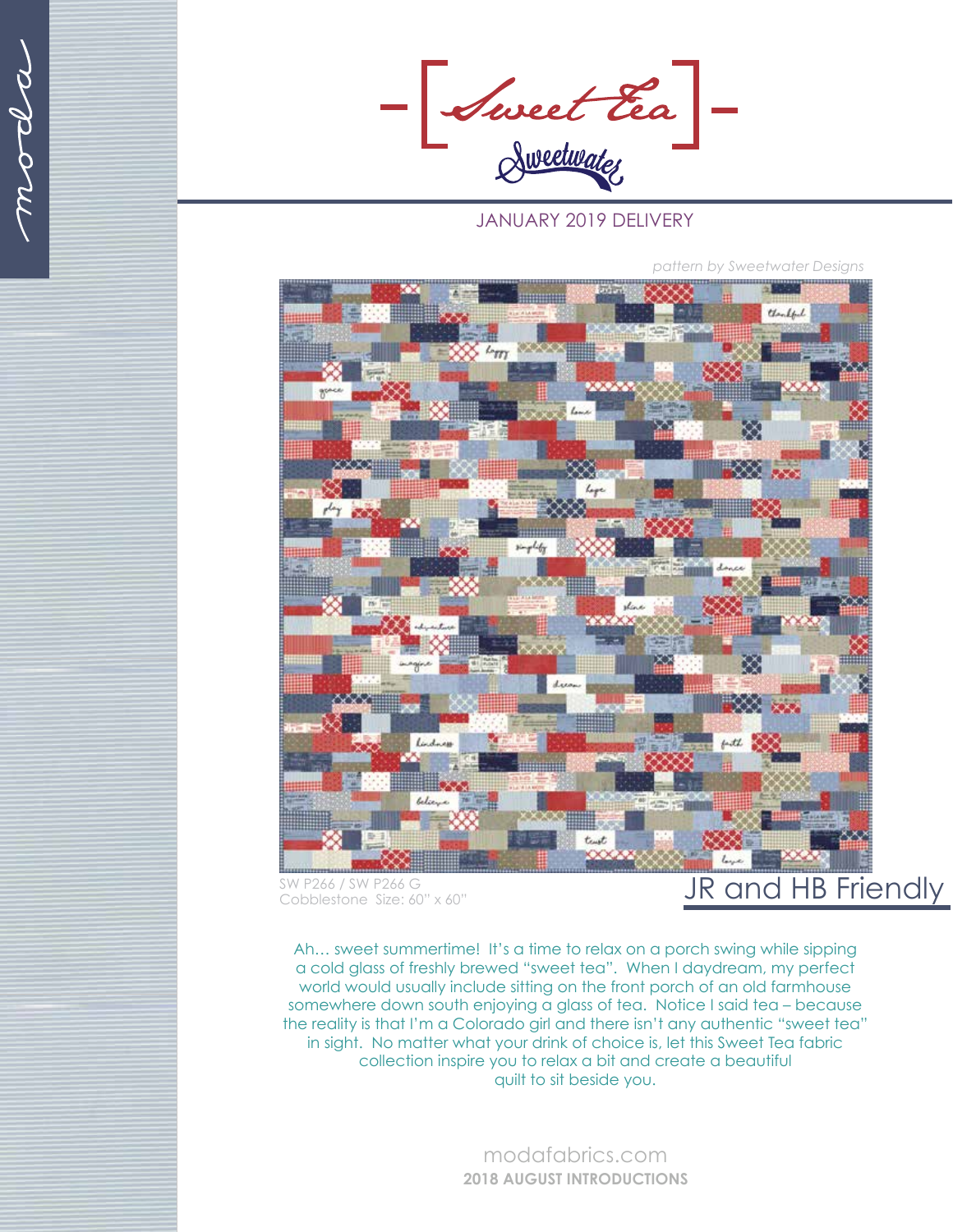# Sweet Tea

Sweetwater

JANUARY 2019 DELIVERY

*pattern by Sweetwater Designs*

SW P266 / SW P266 G
Cobblestone Size: 60" x 60"

## JR and HB Friendly

Ah… sweet summertime! It's a time to relax on a porch swing while sipping a cold glass of freshly brewed "sweet tea". When I daydream, my perfect world would usually include sitting on the front porch of an old farmhouse somewhere down south enjoying a glass of tea. Notice I said tea – because the reality is that I'm a Colorado girl and there isn't any authentic "sweet tea" in sight. No matter what your drink of choice is, let this Sweet Tea fabric collection inspire you to relax a bit and create a beautiful quilt to sit beside you.

modafabrics.com
**2018 AUGUST INTRODUCTIONS**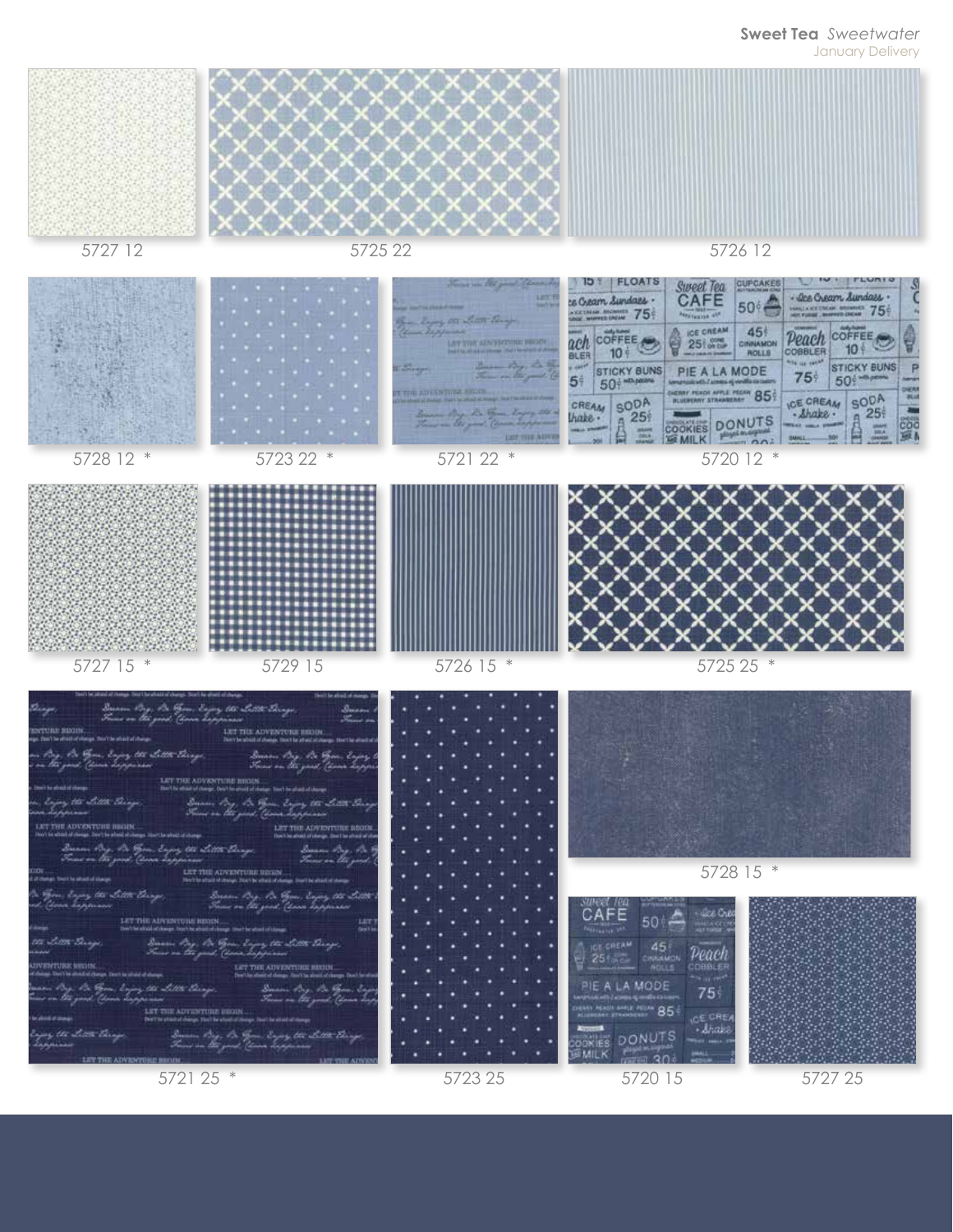**Sweet Tea** *Sweetwater*

January Delivery

5727 12

5725 22

5726 12

5728 12 *

5723 22 *

5721 22 *

5720 12 *

5727 15 *

5729 15

5726 15 *

5725 25 *

5721 25 *

5723 25

5728 15 *

5720 15

5727 25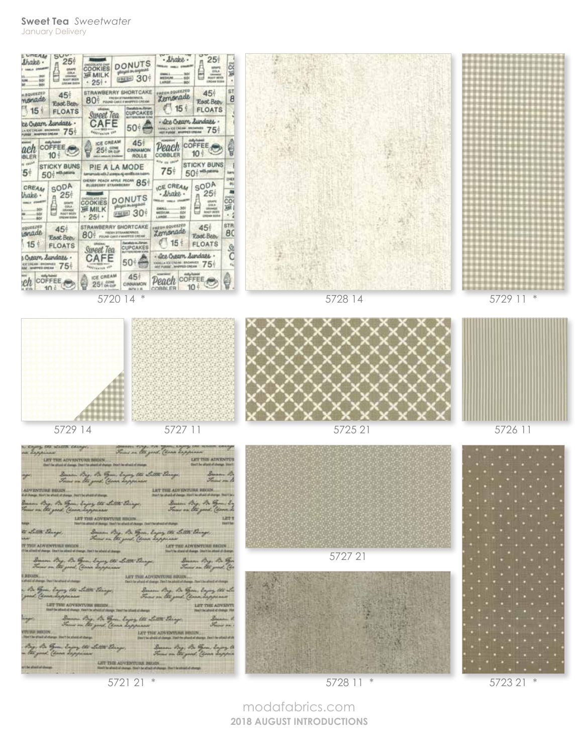**Sweet Tea** *Sweetwater*
January Delivery

5720 14 *

5728 14

5729 11 *

5729 14

5727 11

5725 21

5726 11

5721 21 *

5727 21

5728 11 *

5723 21 *

modafabrics.com
**2018 AUGUST INTRODUCTIONS**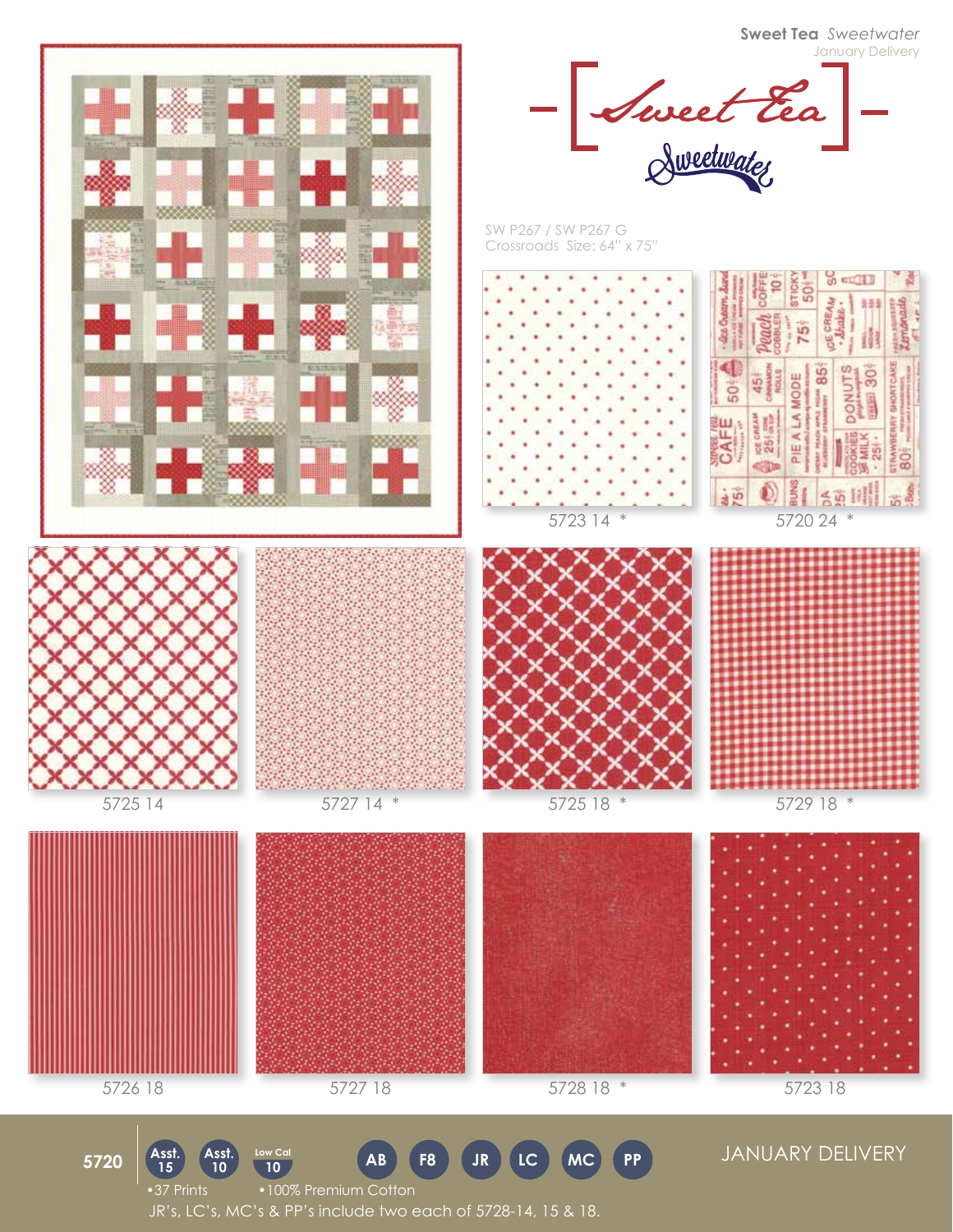**Sweet Tea** *Sweetwater*
January Delivery

Sweet Tea
Sweetwater

SW P267 / SW P267 G
Crossroads Size: 64" x 75"

5723 14 *

5720 24 *

5725 14

5727 14 *

5725 18 *

5729 18 *

5726 18

5727 18

5728 18 *

5723 18

**5720** Asst. 15 Asst. 10 Low Cal 10 AB F8 JR LC MC PP

JANUARY DELIVERY

•37 Prints •100% Premium Cotton

JR's, LC's, MC's & PP's include two each of 5728-14, 15 & 18.